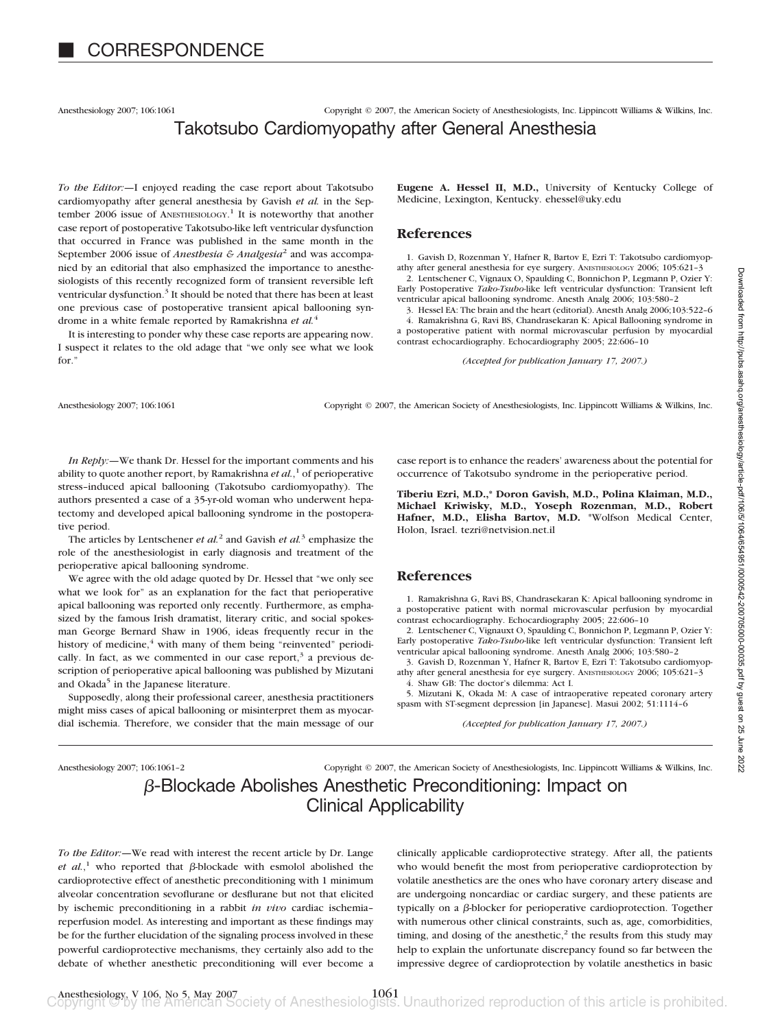# CORRESPONDENCE

Anesthesiology 2007; 106:1061 Copyright © 2007, the American Society of Anesthesiologists, Inc. Lippincott Williams & Wilkins, Inc.

## Takotsubo Cardiomyopathy after General Anesthesia

*To the Editor:*—I enjoyed reading the case report about Takotsubo cardiomyopathy after general anesthesia by Gavish *et al.* in the September 2006 issue of ANESTHESIOLOGY.[1] It is noteworthy that another case report of postoperative Takotsubo-like left ventricular dysfunction that occurred in France was published in the same month in the September 2006 issue of *Anesthesia & Analgesia*[2] and was accompanied by an editorial that also emphasized the importance to anesthesiologists of this recently recognized form of transient reversible left ventricular dysfunction.[3] It should be noted that there has been at least one previous case of postoperative transient apical ballooning syndrome in a white female reported by Ramakrishna *et al.*[4]

It is interesting to ponder why these case reports are appearing now. I suspect it relates to the old adage that "we only see what we look for."

**Eugene A. Hessel II, M.D.,** University of Kentucky College of Medicine, Lexington, Kentucky. ehessel@uky.edu

### References

1. Gavish D, Rozenman Y, Hafner R, Bartov E, Ezri T: Takotsubo cardiomyopathy after general anesthesia for eye surgery. ANESTHESIOLOGY 2006; 105:621–3
2. Lentschener C, Vignaux O, Spaulding C, Bonnichon P, Legmann P, Ozier Y: Early Postoperative *Tako-Tsubo*-like left ventricular dysfunction: Transient left ventricular apical ballooning syndrome. Anesth Analg 2006; 103:580–2
3. Hessel EA: The brain and the heart (editorial). Anesth Analg 2006;103:522–6
4. Ramakrishna G, Ravi BS, Chandrasekaran K: Apical Ballooning syndrome in a postoperative patient with normal microvascular perfusion by myocardial contrast echocardiography. Echocardiography 2005; 22:606–10

*(Accepted for publication January 17, 2007.)*

Anesthesiology 2007; 106:1061 Copyright © 2007, the American Society of Anesthesiologists, Inc. Lippincott Williams & Wilkins, Inc.

*In Reply:*—We thank Dr. Hessel for the important comments and his ability to quote another report, by Ramakrishna *et al.*,[1] of perioperative stress–induced apical ballooning (Takotsubo cardiomyopathy). The authors presented a case of a 35-yr-old woman who underwent hepatectomy and developed apical ballooning syndrome in the postoperative period.

The articles by Lentschener *et al.*[2] and Gavish *et al.*[3] emphasize the role of the anesthesiologist in early diagnosis and treatment of the perioperative apical ballooning syndrome.

We agree with the old adage quoted by Dr. Hessel that "we only see what we look for" as an explanation for the fact that perioperative apical ballooning was reported only recently. Furthermore, as emphasized by the famous Irish dramatist, literary critic, and social spokesman George Bernard Shaw in 1906, ideas frequently recur in the history of medicine,[4] with many of them being "reinvented" periodically. In fact, as we commented in our case report,[3] a previous description of perioperative apical ballooning was published by Mizutani and Okada[5] in the Japanese literature.

Supposedly, along their professional career, anesthesia practitioners might miss cases of apical ballooning or misinterpret them as myocardial ischemia. Therefore, we consider that the main message of our case report is to enhance the readers' awareness about the potential for occurrence of Takotsubo syndrome in the perioperative period.

**Tiberiu Ezri, M.D.,\* Doron Gavish, M.D., Polina Klaiman, M.D., Michael Kriwisky, M.D., Yoseph Rozenman, M.D., Robert Hafner, M.D., Elisha Bartov, M.D.** \*Wolfson Medical Center, Holon, Israel. tezri@netvision.net.il

### References

1. Ramakrishna G, Ravi BS, Chandrasekaran K: Apical ballooning syndrome in a postoperative patient with normal microvascular perfusion by myocardial contrast echocardiography. Echocardiography 2005; 22:606–10
2. Lentschener C, Vignauxt O, Spaulding C, Bonnichon P, Legmann P, Ozier Y: Early postoperative *Tako-Tsubo*-like left ventricular dysfunction: Transient left ventricular apical ballooning syndrome. Anesth Analg 2006; 103:580–2
3. Gavish D, Rozenman Y, Hafner R, Bartov E, Ezri T: Takotsubo cardiomyopathy after general anesthesia for eye surgery. ANESTHESIOLOGY 2006; 105:621–3
4. Shaw GB: The doctor's dilemma: Act I.
5. Mizutani K, Okada M: A case of intraoperative repeated coronary artery spasm with ST-segment depression [in Japanese]. Masui 2002; 51:1114–6

*(Accepted for publication January 17, 2007.)*

Anesthesiology 2007; 106:1061–2 Copyright © 2007, the American Society of Anesthesiologists, Inc. Lippincott Williams & Wilkins, Inc.

## β-Blockade Abolishes Anesthetic Preconditioning: Impact on Clinical Applicability

*To the Editor:*—We read with interest the recent article by Dr. Lange *et al.*,[1] who reported that β-blockade with esmolol abolished the cardioprotective effect of anesthetic preconditioning with 1 minimum alveolar concentration sevoflurane or desflurane but not that elicited by ischemic preconditioning in a rabbit *in vivo* cardiac ischemia–reperfusion model. As interesting and important as these findings may be for the further elucidation of the signaling process involved in these powerful cardioprotective mechanisms, they certainly also add to the debate of whether anesthetic preconditioning will ever become a clinically applicable cardioprotective strategy. After all, the patients who would benefit the most from perioperative cardioprotection by volatile anesthetics are the ones who have coronary artery disease and are undergoing noncardiac or cardiac surgery, and these patients are typically on a β-blocker for perioperative cardioprotection. Together with numerous other clinical constraints, such as, age, comorbidities, timing, and dosing of the anesthetic,[2] the results from this study may help to explain the unfortunate discrepancy found so far between the impressive degree of cardioprotection by volatile anesthetics in basic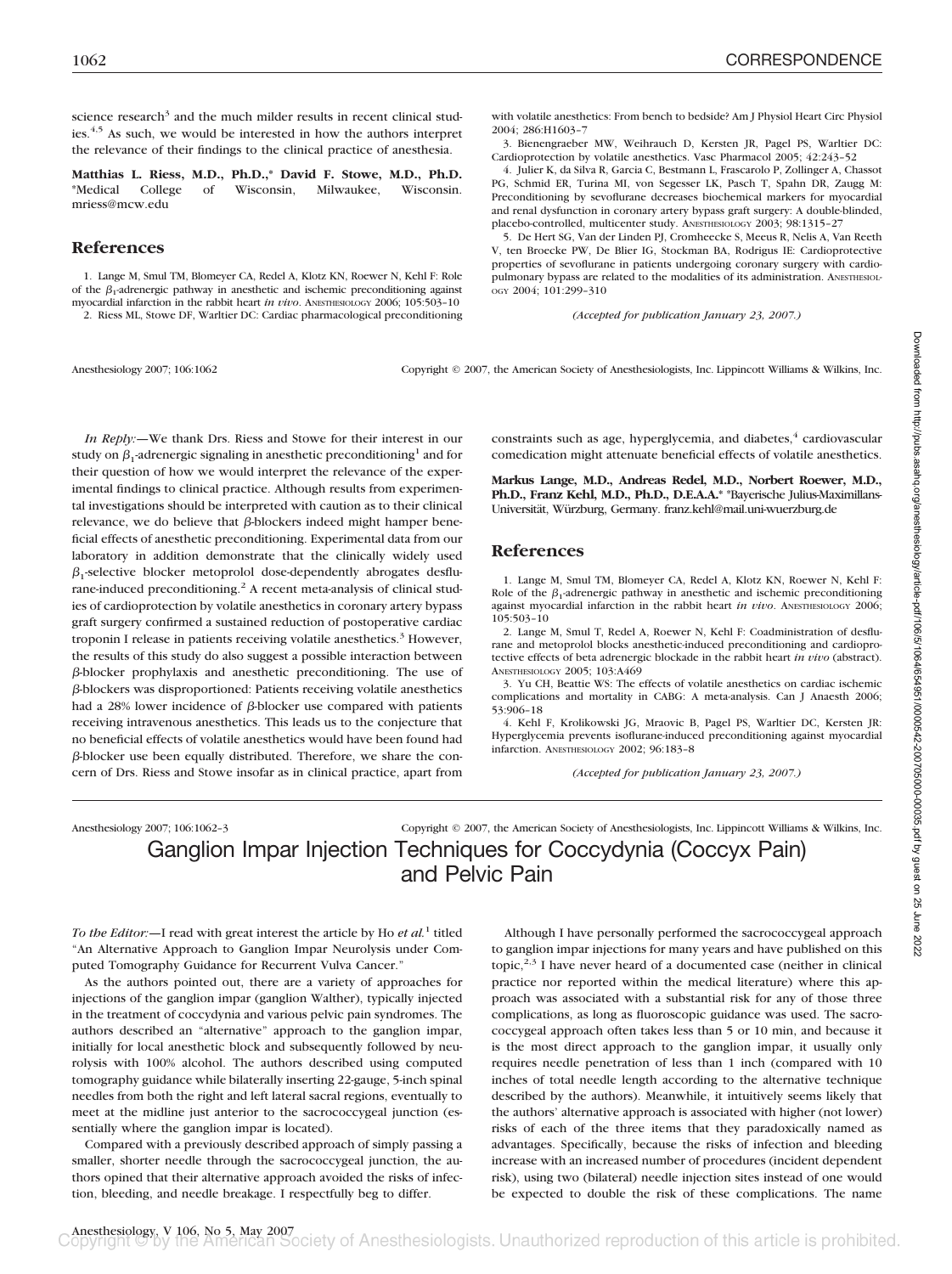science research[3] and the much milder results in recent clinical studies.[4,5] As such, we would be interested in how the authors interpret the relevance of their findings to the clinical practice of anesthesia.

**Matthias L. Riess, M.D., Ph.D.,*** **David F. Stowe, M.D., Ph.D.** *Medical College of Wisconsin, Milwaukee, Wisconsin. mriess@mcw.edu

## References

1. Lange M, Smul TM, Blomeyer CA, Redel A, Klotz KN, Roewer N, Kehl F: Role of the $\beta_1$-adrenergic pathway in anesthetic and ischemic preconditioning against myocardial infarction in the rabbit heart *in vivo*. ANESTHESIOLOGY 2006; 105:503–10
2. Riess ML, Stowe DF, Warltier DC: Cardiac pharmacological preconditioning with volatile anesthetics: From bench to bedside? Am J Physiol Heart Circ Physiol 2004; 286:H1603–7
3. Bienengraeber MW, Weihrauch D, Kersten JR, Pagel PS, Warltier DC: Cardioprotection by volatile anesthetics. Vasc Pharmacol 2005; 42:243–52
4. Julier K, da Silva R, Garcia C, Bestmann L, Frascarolo P, Zollinger A, Chassot PG, Schmid ER, Turina MI, von Segesser LK, Pasch T, Spahn DR, Zaugg M: Preconditioning by sevoflurane decreases biochemical markers for myocardial and renal dysfunction in coronary artery bypass graft surgery: A double-blinded, placebo-controlled, multicenter study. ANESTHESIOLOGY 2003; 98:1315–27
5. De Hert SG, Van der Linden PJ, Cromheecke S, Meeus R, Nelis A, Van Reeth V, ten Broecke PW, De Blier IG, Stockman BA, Rodrigus IE: Cardioprotective properties of sevoflurane in patients undergoing coronary surgery with cardiopulmonary bypass are related to the modalities of its administration. ANESTHESIOLOGY 2004; 101:299–310

*(Accepted for publication January 23, 2007.)*

---

*In Reply:*—We thank Drs. Riess and Stowe for their interest in our study on $\beta_1$-adrenergic signaling in anesthetic preconditioning[1] and for their question of how we would interpret the relevance of the experimental findings to clinical practice. Although results from experimental investigations should be interpreted with caution as to their clinical relevance, we do believe that $\beta$-blockers indeed might hamper beneficial effects of anesthetic preconditioning. Experimental data from our laboratory in addition demonstrate that the clinically widely used $\beta_1$-selective blocker metoprolol dose-dependently abrogates desflurane-induced preconditioning.[2] A recent meta-analysis of clinical studies of cardioprotection by volatile anesthetics in coronary artery bypass graft surgery confirmed a sustained reduction of postoperative cardiac troponin I release in patients receiving volatile anesthetics.[3] However, the results of this study do also suggest a possible interaction between $\beta$-blocker prophylaxis and anesthetic preconditioning. The use of $\beta$-blockers was disproportioned: Patients receiving volatile anesthetics had a 28% lower incidence of $\beta$-blocker use compared with patients receiving intravenous anesthetics. This leads us to the conjecture that no beneficial effects of volatile anesthetics would have been found had $\beta$-blocker use been equally distributed. Therefore, we share the concern of Drs. Riess and Stowe insofar as in clinical practice, apart from constraints such as age, hyperglycemia, and diabetes,[4] cardiovascular comedication might attenuate beneficial effects of volatile anesthetics.

**Markus Lange, M.D., Andreas Redel, M.D., Norbert Roewer, M.D., Ph.D., Franz Kehl, M.D., Ph.D., D.E.A.A.*** *Bayerische Julius-Maximillans-Universität, Würzburg, Germany. franz.kehl@mail.uni-wuerzburg.de

## References

1. Lange M, Smul TM, Blomeyer CA, Redel A, Klotz KN, Roewer N, Kehl F: Role of the $\beta_1$-adrenergic pathway in anesthetic and ischemic preconditioning against myocardial infarction in the rabbit heart *in vivo*. ANESTHESIOLOGY 2006; 105:503–10
2. Lange M, Smul T, Redel A, Roewer N, Kehl F: Coadministration of desflurane and metoprolol blocks anesthetic-induced preconditioning and cardioprotective effects of beta adrenergic blockade in the rabbit heart *in vivo* (abstract). ANESTHESIOLOGY 2005; 103:A469
3. Yu CH, Beattie WS: The effects of volatile anesthetics on cardiac ischemic complications and mortality in CABG: A meta-analysis. Can J Anaesth 2006; 53:906–18
4. Kehl F, Krolikowski JG, Mraovic B, Pagel PS, Warltier DC, Kersten JR: Hyperglycemia prevents isoflurane-induced preconditioning against myocardial infarction. ANESTHESIOLOGY 2002; 96:183–8

*(Accepted for publication January 23, 2007.)*

---

# Ganglion Impar Injection Techniques for Coccydynia (Coccyx Pain) and Pelvic Pain

*To the Editor:*—I read with great interest the article by Ho *et al.*[1] titled "An Alternative Approach to Ganglion Impar Neurolysis under Computed Tomography Guidance for Recurrent Vulva Cancer."

As the authors pointed out, there are a variety of approaches for injections of the ganglion impar (ganglion Walther), typically injected in the treatment of coccydynia and various pelvic pain syndromes. The authors described an "alternative" approach to the ganglion impar, initially for local anesthetic block and subsequently followed by neurolysis with 100% alcohol. The authors described using computed tomography guidance while bilaterally inserting 22-gauge, 5-inch spinal needles from both the right and left lateral sacral regions, eventually to meet at the midline just anterior to the sacrococcygeal junction (essentially where the ganglion impar is located).

Compared with a previously described approach of simply passing a smaller, shorter needle through the sacrococcygeal junction, the authors opined that their alternative approach avoided the risks of infection, bleeding, and needle breakage. I respectfully beg to differ.

Although I have personally performed the sacrococcygeal approach to ganglion impar injections for many years and have published on this topic,[2,3] I have never heard of a documented case (neither in clinical practice nor reported within the medical literature) where this approach was associated with a substantial risk for any of those three complications, as long as fluoroscopic guidance was used. The sacrococcygeal approach often takes less than 5 or 10 min, and because it is the most direct approach to the ganglion impar, it usually only requires needle penetration of less than 1 inch (compared with 10 inches of total needle length according to the alternative technique described by the authors). Meanwhile, it intuitively seems likely that the authors' alternative approach is associated with higher (not lower) risks of each of the three items that they paradoxically named as advantages. Specifically, because the risks of infection and bleeding increase with an increased number of procedures (incident dependent risk), using two (bilateral) needle injection sites instead of one would be expected to double the risk of these complications. The name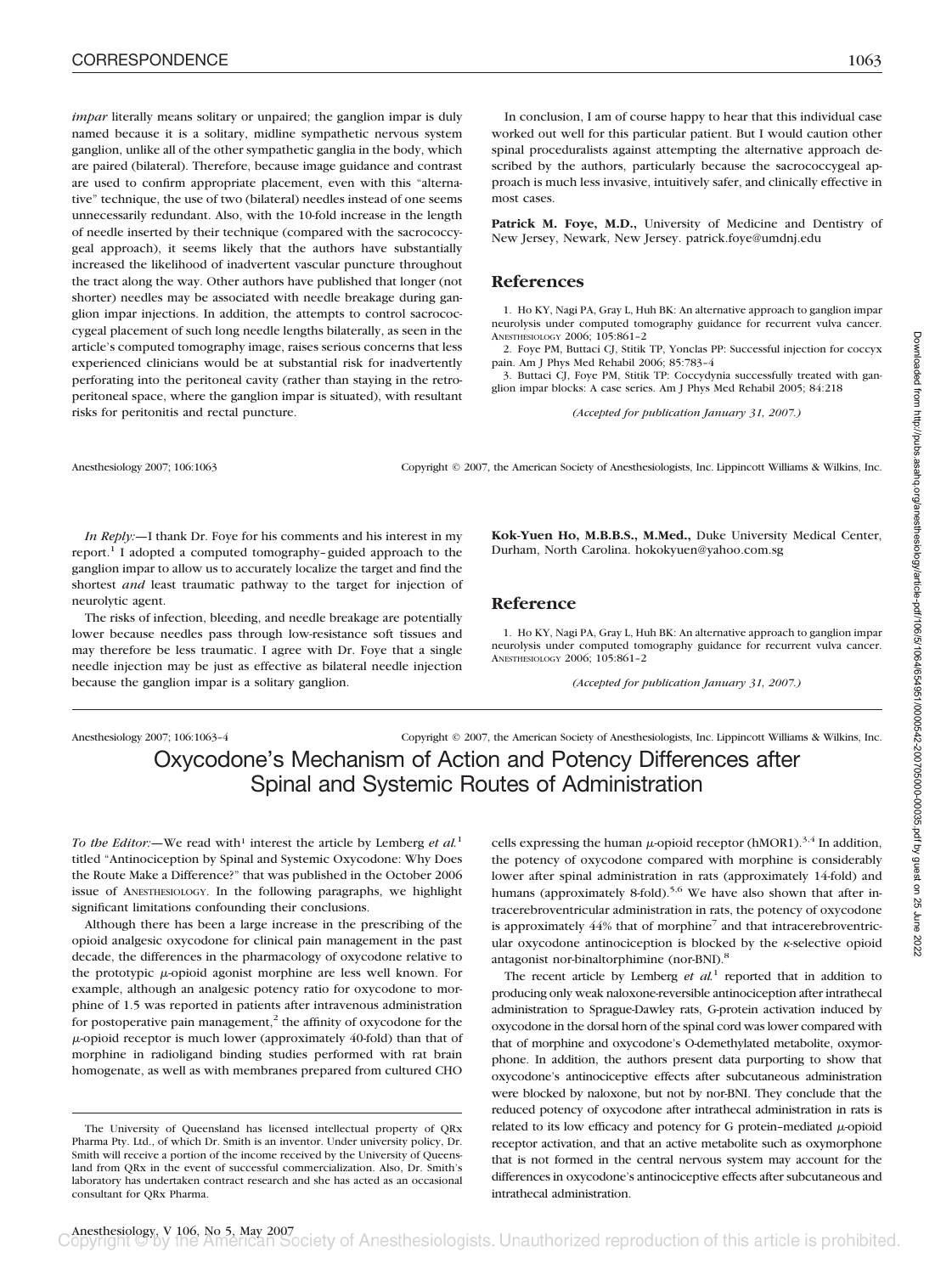*impar* literally means solitary or unpaired; the ganglion impar is duly named because it is a solitary, midline sympathetic nervous system ganglion, unlike all of the other sympathetic ganglia in the body, which are paired (bilateral). Therefore, because image guidance and contrast are used to confirm appropriate placement, even with this "alternative" technique, the use of two (bilateral) needles instead of one seems unnecessarily redundant. Also, with the 10-fold increase in the length of needle inserted by their technique (compared with the sacrococcygeal approach), it seems likely that the authors have substantially increased the likelihood of inadvertent vascular puncture throughout the tract along the way. Other authors have published that longer (not shorter) needles may be associated with needle breakage during ganglion impar injections. In addition, the attempts to control sacrococcygeal placement of such long needle lengths bilaterally, as seen in the article's computed tomography image, raises serious concerns that less experienced clinicians would be at substantial risk for inadvertently perforating into the peritoneal cavity (rather than staying in the retroperitoneal space, where the ganglion impar is situated), with resultant risks for peritonitis and rectal puncture.

In conclusion, I am of course happy to hear that this individual case worked out well for this particular patient. But I would caution other spinal proceduralists against attempting the alternative approach described by the authors, particularly because the sacrococcygeal approach is much less invasive, intuitively safer, and clinically effective in most cases.

**Patrick M. Foye, M.D.,** University of Medicine and Dentistry of New Jersey, Newark, New Jersey. patrick.foye@umdnj.edu

## References

1. Ho KY, Nagi PA, Gray L, Huh BK: An alternative approach to ganglion impar neurolysis under computed tomography guidance for recurrent vulva cancer. Anesthesiology 2006; 105:861–2
2. Foye PM, Buttaci CJ, Stitik TP, Yonclas PP: Successful injection for coccyx pain. Am J Phys Med Rehabil 2006; 85:783–4
3. Buttaci CJ, Foye PM, Stitik TP: Coccydynia successfully treated with ganglion impar blocks: A case series. Am J Phys Med Rehabil 2005; 84:218

*(Accepted for publication January 31, 2007.)*

---

*In Reply:*—I thank Dr. Foye for his comments and his interest in my report.[1] I adopted a computed tomography–guided approach to the ganglion impar to allow us to accurately localize the target and find the shortest *and* least traumatic pathway to the target for injection of neurolytic agent.

The risks of infection, bleeding, and needle breakage are potentially lower because needles pass through low-resistance soft tissues and may therefore be less traumatic. I agree with Dr. Foye that a single needle injection may be just as effective as bilateral needle injection because the ganglion impar is a solitary ganglion.

**Kok-Yuen Ho, M.B.B.S., M.Med.,** Duke University Medical Center, Durham, North Carolina. hokokyuen@yahoo.com.sg

## Reference

1. Ho KY, Nagi PA, Gray L, Huh BK: An alternative approach to ganglion impar neurolysis under computed tomography guidance for recurrent vulva cancer. Anesthesiology 2006; 105:861–2

*(Accepted for publication January 31, 2007.)*

---

# Oxycodone's Mechanism of Action and Potency Differences after Spinal and Systemic Routes of Administration

*To the Editor:*—We read with[1] interest the article by Lemberg *et al.*[1] titled "Antinociception by Spinal and Systemic Oxycodone: Why Does the Route Make a Difference?" that was published in the October 2006 issue of Anesthesiology. In the following paragraphs, we highlight significant limitations confounding their conclusions.

Although there has been a large increase in the prescribing of the opioid analgesic oxycodone for clinical pain management in the past decade, the differences in the pharmacology of oxycodone relative to the prototypic $\mu$-opioid agonist morphine are less well known. For example, although an analgesic potency ratio for oxycodone to morphine of 1.5 was reported in patients after intravenous administration for postoperative pain management,[2] the affinity of oxycodone for the $\mu$-opioid receptor is much lower (approximately 40-fold) than that of morphine in radioligand binding studies performed with rat brain homogenate, as well as with membranes prepared from cultured CHO cells expressing the human $\mu$-opioid receptor (hMOR1).[3,4] In addition, the potency of oxycodone compared with morphine is considerably lower after spinal administration in rats (approximately 14-fold) and humans (approximately 8-fold).[5,6] We have also shown that after intracerebroventricular administration in rats, the potency of oxycodone is approximately 44% that of morphine[7] and that intracerebroventricular oxycodone antinociception is blocked by the $\kappa$-selective opioid antagonist nor-binaltorphimine (nor-BNI).[8]

The recent article by Lemberg *et al.*[1] reported that in addition to producing only weak naloxone-reversible antinociception after intrathecal administration to Sprague-Dawley rats, G-protein activation induced by oxycodone in the dorsal horn of the spinal cord was lower compared with that of morphine and oxycodone's O-demethylated metabolite, oxymorphone. In addition, the authors present data purporting to show that oxycodone's antinociceptive effects after subcutaneous administration were blocked by naloxone, but not by nor-BNI. They conclude that the reduced potency of oxycodone after intrathecal administration in rats is related to its low efficacy and potency for G protein–mediated $\mu$-opioid receptor activation, and that an active metabolite such as oxymorphone that is not formed in the central nervous system may account for the differences in oxycodone's antinociceptive effects after subcutaneous and intrathecal administration.

The University of Queensland has licensed intellectual property of QRx Pharma Pty. Ltd., of which Dr. Smith is an inventor. Under university policy, Dr. Smith will receive a portion of the income received by the University of Queensland from QRx in the event of successful commercialization. Also, Dr. Smith's laboratory has undertaken contract research and she has acted as an occasional consultant for QRx Pharma.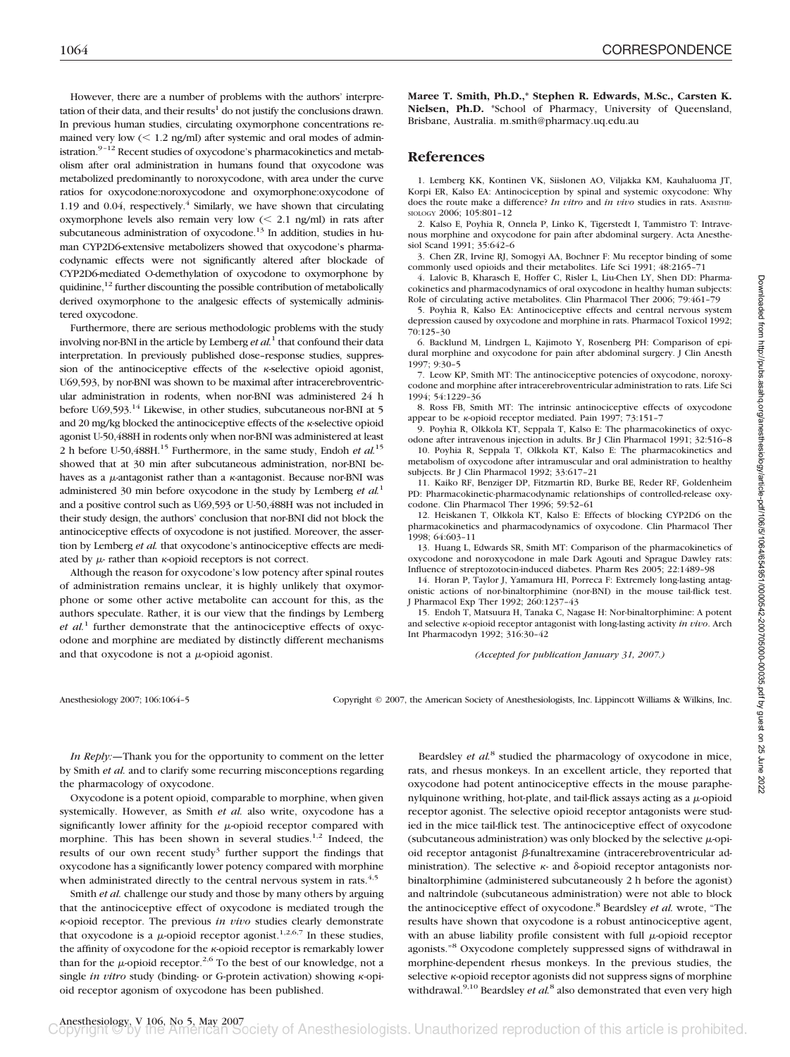However, there are a number of problems with the authors' interpretation of their data, and their results[1] do not justify the conclusions drawn. In previous human studies, circulating oxymorphone concentrations remained very low (< 1.2 ng/ml) after systemic and oral modes of administration.[9–12] Recent studies of oxycodone's pharmacokinetics and metabolism after oral administration in humans found that oxycodone was metabolized predominantly to noroxycodone, with area under the curve ratios for oxycodone:noroxycodone and oxymorphone:oxycodone of 1.19 and 0.04, respectively.[4] Similarly, we have shown that circulating oxymorphone levels also remain very low (< 2.1 ng/ml) in rats after subcutaneous administration of oxycodone.[13] In addition, studies in human CYP2D6-extensive metabolizers showed that oxycodone's pharmacodynamic effects were not significantly altered after blockade of CYP2D6-mediated O-demethylation of oxycodone to oxymorphone by quinidine,[12] further discounting the possible contribution of metabolically derived oxymorphone to the analgesic effects of systemically administered oxycodone.

Furthermore, there are serious methodologic problems with the study involving nor-BNI in the article by Lemberg *et al.*[1] that confound their data interpretation. In previously published dose–response studies, suppression of the antinociceptive effects of the κ-selective opioid agonist, U69,593, by nor-BNI was shown to be maximal after intracerebroventricular administration in rodents, when nor-BNI was administered 24 h before U69,593.[14] Likewise, in other studies, subcutaneous nor-BNI at 5 and 20 mg/kg blocked the antinociceptive effects of the κ-selective opioid agonist U-50,488H in rodents only when nor-BNI was administered at least 2 h before U-50,488H.[15] Furthermore, in the same study, Endoh *et al.*[15] showed that at 30 min after subcutaneous administration, nor-BNI behaves as a μ-antagonist rather than a κ-antagonist. Because nor-BNI was administered 30 min before oxycodone in the study by Lemberg *et al.*[1] and a positive control such as U69,593 or U-50,488H was not included in their study design, the authors' conclusion that nor-BNI did not block the antinociceptive effects of oxycodone is not justified. Moreover, the assertion by Lemberg *et al.* that oxycodone's antinociceptive effects are mediated by μ- rather than κ-opioid receptors is not correct.

Although the reason for oxycodone's low potency after spinal routes of administration remains unclear, it is highly unlikely that oxymorphone or some other active metabolite can account for this, as the authors speculate. Rather, it is our view that the findings by Lemberg *et al.*[1] further demonstrate that the antinociceptive effects of oxycodone and morphine are mediated by distinctly different mechanisms and that oxycodone is not a μ-opioid agonist.

**Maree T. Smith, Ph.D.,\* Stephen R. Edwards, M.Sc., Carsten K. Nielsen, Ph.D.** \*School of Pharmacy, University of Queensland, Brisbane, Australia. m.smith@pharmacy.uq.edu.au

## References

1. Lemberg KK, Kontinen VK, Siiskonen AO, Viljakka KM, Kauhaluoma JT, Korpi ER, Kalso EA: Antinociception by spinal and systemic oxycodone: Why does the route make a difference? *In vitro* and *in vivo* studies in rats. ANESTHESIOLOGY 2006; 105:801–12
2. Kalso E, Poyhia R, Onnela P, Linko K, Tigerstedt I, Tammisto T: Intravenous morphine and oxycodone for pain after abdominal surgery. Acta Anesthesiol Scand 1991; 35:642–6
3. Chen ZR, Irvine RJ, Somogyi AA, Bochner F: Mu receptor binding of some commonly used opioids and their metabolites. Life Sci 1991; 48:2165–71
4. Lalovic B, Kharasch E, Hoffer C, Risler L, Liu-Chen LY, Shen DD: Pharmacokinetics and pharmacodynamics of oral oxycodone in healthy human subjects: Role of circulating active metabolites. Clin Pharmacol Ther 2006; 79:461–79
5. Poyhia R, Kalso EA: Antinociceptive effects and central nervous system depression caused by oxycodone and morphine in rats. Pharmacol Toxicol 1992; 70:125–30
6. Backlund M, Lindgren L, Kajimoto Y, Rosenberg PH: Comparison of epidural morphine and oxycodone for pain after abdominal surgery. J Clin Anesth 1997; 9:30–5
7. Leow KP, Smith MT: The antinociceptive potencies of oxycodone, noroxycodone and morphine after intracerebroventricular administration to rats. Life Sci 1994; 54:1229–36
8. Ross FB, Smith MT: The intrinsic antinociceptive effects of oxycodone appear to be κ-opioid receptor mediated. Pain 1997; 73:151–7
9. Poyhia R, Olkkola KT, Seppala T, Kalso E: The pharmacokinetics of oxycodone after intravenous injection in adults. Br J Clin Pharmacol 1991; 32:516–8
10. Poyhia R, Seppala T, Olkkola KT, Kalso E: The pharmacokinetics and metabolism of oxycodone after intramuscular and oral administration to healthy subjects. Br J Clin Pharmacol 1992; 33:617–21
11. Kaiko RF, Benziger DP, Fitzmartin RD, Burke BE, Reder RF, Goldenheim PD: Pharmacokinetic-pharmacodynamic relationships of controlled-release oxycodone. Clin Pharmacol Ther 1996; 59:52–61
12. Heiskanen T, Olkkola KT, Kalso E: Effects of blocking CYP2D6 on the pharmacokinetics and pharmacodynamics of oxycodone. Clin Pharmacol Ther 1998; 64:603–11
13. Huang L, Edwards SR, Smith MT: Comparison of the pharmacokinetics of oxycodone and noroxycodone in male Dark Agouti and Sprague Dawley rats: Influence of streptozotocin-induced diabetes. Pharm Res 2005; 22:1489–98
14. Horan P, Taylor J, Yamamura HI, Porreca F: Extremely long-lasting antagonistic actions of nor-binaltorphimine (nor-BNI) in the mouse tail-flick test. J Pharmacol Exp Ther 1992; 260:1237–43
15. Endoh T, Matsuura H, Tanaka C, Nagase H: Nor-binaltorphimine: A potent and selective κ-opioid receptor antagonist with long-lasting activity *in vivo*. Arch Int Pharmacodyn 1992; 316:30–42

*(Accepted for publication January 31, 2007.)*

Anesthesiology 2007; 106:1064–5 Copyright © 2007, the American Society of Anesthesiologists, Inc. Lippincott Williams & Wilkins, Inc.

*In Reply:*—Thank you for the opportunity to comment on the letter by Smith *et al.* and to clarify some recurring misconceptions regarding the pharmacology of oxycodone.

Oxycodone is a potent opioid, comparable to morphine, when given systemically. However, as Smith *et al.* also write, oxycodone has a significantly lower affinity for the μ-opioid receptor compared with morphine. This has been shown in several studies.[1,2] Indeed, the results of our own recent study[3] further support the findings that oxycodone has a significantly lower potency compared with morphine when administrated directly to the central nervous system in rats.[4,5]

Smith *et al.* challenge our study and those by many others by arguing that the antinociceptive effect of oxycodone is mediated trough the κ-opioid receptor. The previous *in vivo* studies clearly demonstrate that oxycodone is a μ-opioid receptor agonist.[1,2,6,7] In these studies, the affinity of oxycodone for the κ-opioid receptor is remarkably lower than for the μ-opioid receptor.[2,6] To the best of our knowledge, not a single *in vitro* study (binding- or G-protein activation) showing κ-opioid receptor agonism of oxycodone has been published.

Beardsley *et al.*[8] studied the pharmacology of oxycodone in mice, rats, and rhesus monkeys. In an excellent article, they reported that oxycodone had potent antinociceptive effects in the mouse paraphenylquinone writhing, hot-plate, and tail-flick assays acting as a μ-opioid receptor agonist. The selective opioid receptor antagonists were studied in the mice tail-flick test. The antinociceptive effect of oxycodone (subcutaneous administration) was only blocked by the selective μ-opioid receptor antagonist β-funaltrexamine (intracerebroventricular administration). The selective κ- and δ-opioid receptor antagonists nor-binaltorphimine (administered subcutaneously 2 h before the agonist) and naltrindole (subcutaneous administration) were not able to block the antinociceptive effect of oxycodone.[8] Beardsley *et al.* wrote, "The results have shown that oxycodone is a robust antinociceptive agent, with an abuse liability profile consistent with full μ-opioid receptor agonists."[8] Oxycodone completely suppressed signs of withdrawal in morphine-dependent rhesus monkeys. In the previous studies, the selective κ-opioid receptor agonists did not suppress signs of morphine withdrawal.[9,10] Beardsley *et al.*[8] also demonstrated that even very high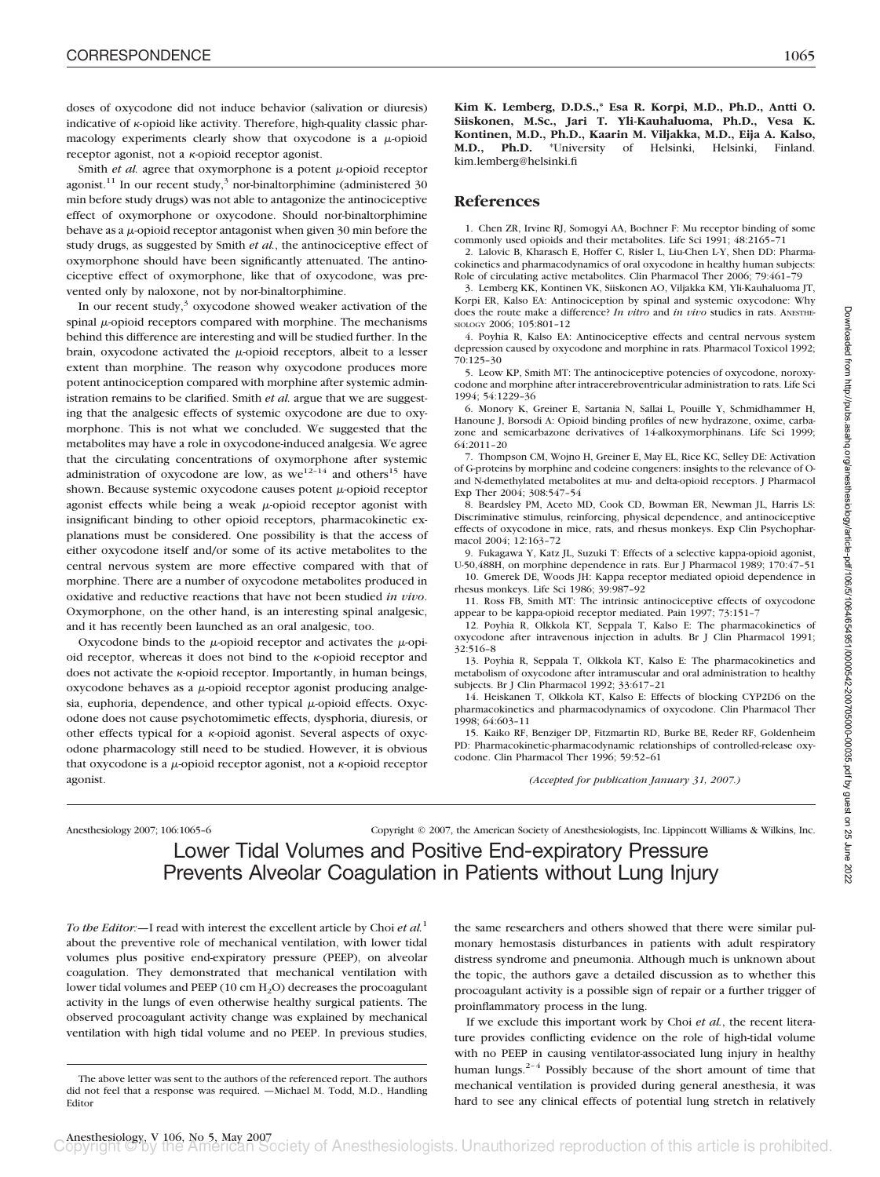doses of oxycodone did not induce behavior (salivation or diuresis) indicative of κ-opioid like activity. Therefore, high-quality classic pharmacology experiments clearly show that oxycodone is a μ-opioid receptor agonist, not a κ-opioid receptor agonist.

Smith *et al.* agree that oxymorphone is a potent μ-opioid receptor agonist.[11] In our recent study,[3] nor-binaltorphimine (administered 30 min before study drugs) was not able to antagonize the antinociceptive effect of oxymorphone or oxycodone. Should nor-binaltorphimine behave as a μ-opioid receptor antagonist when given 30 min before the study drugs, as suggested by Smith *et al.*, the antinociceptive effect of oxymorphone should have been significantly attenuated. The antinociceptive effect of oxymorphone, like that of oxycodone, was prevented only by naloxone, not by nor-binaltorphimine.

In our recent study,[3] oxycodone showed weaker activation of the spinal μ-opioid receptors compared with morphine. The mechanisms behind this difference are interesting and will be studied further. In the brain, oxycodone activated the μ-opioid receptors, albeit to a lesser extent than morphine. The reason why oxycodone produces more potent antinociception compared with morphine after systemic administration remains to be clarified. Smith *et al.* argue that we are suggesting that the analgesic effects of systemic oxycodone are due to oxymorphone. This is not what we concluded. We suggested that the metabolites may have a role in oxycodone-induced analgesia. We agree that the circulating concentrations of oxymorphone after systemic administration of oxycodone are low, as we[12–14] and others[15] have shown. Because systemic oxycodone causes potent μ-opioid receptor agonist effects while being a weak μ-opioid receptor agonist with insignificant binding to other opioid receptors, pharmacokinetic explanations must be considered. One possibility is that the access of either oxycodone itself and/or some of its active metabolites to the central nervous system are more effective compared with that of morphine. There are a number of oxycodone metabolites produced in oxidative and reductive reactions that have not been studied *in vivo*. Oxymorphone, on the other hand, is an interesting spinal analgesic, and it has recently been launched as an oral analgesic, too.

Oxycodone binds to the μ-opioid receptor and activates the μ-opioid receptor, whereas it does not bind to the κ-opioid receptor and does not activate the κ-opioid receptor. Importantly, in human beings, oxycodone behaves as a μ-opioid receptor agonist producing analgesia, euphoria, dependence, and other typical μ-opioid effects. Oxycodone does not cause psychotomimetic effects, dysphoria, diuresis, or other effects typical for a κ-opioid agonist. Several aspects of oxycodone pharmacology still need to be studied. However, it is obvious that oxycodone is a μ-opioid receptor agonist, not a κ-opioid receptor agonist.

**Kim K. Lemberg, D.D.S.,\* Esa R. Korpi, M.D., Ph.D., Antti O. Siiskonen, M.Sc., Jari T. Yli-Kauhaluoma, Ph.D., Vesa K. Kontinen, M.D., Ph.D., Kaarin M. Viljakka, M.D., Eija A. Kalso, M.D., Ph.D.** \*University of Helsinki, Helsinki, Finland. kim.lemberg@helsinki.fi

## References

1. Chen ZR, Irvine RJ, Somogyi AA, Bochner F: Mu receptor binding of some commonly used opioids and their metabolites. Life Sci 1991; 48:2165–71
2. Lalovic B, Kharasch E, Hoffer C, Risler L, Liu-Chen L-Y, Shen DD: Pharmacokinetics and pharmacodynamics of oral oxycodone in healthy human subjects: Role of circulating active metabolites. Clin Pharmacol Ther 2006; 79:461–79
3. Lemberg KK, Kontinen VK, Siiskonen AO, Viljakka KM, Yli-Kauhaluoma JT, Korpi ER, Kalso EA: Antinociception by spinal and systemic oxycodone: Why does the route make a difference? *In vitro* and *in vivo* studies in rats. ANESTHESIOLOGY 2006; 105:801–12
4. Poyhia R, Kalso EA: Antinociceptive effects and central nervous system depression caused by oxycodone and morphine in rats. Pharmacol Toxicol 1992; 70:125–30
5. Leow KP, Smith MT: The antinociceptive potencies of oxycodone, noroxycodone and morphine after intracerebroventricular administration to rats. Life Sci 1994; 54:1229–36
6. Monory K, Greiner E, Sartania N, Sallai L, Pouille Y, Schmidhammer H, Hanoune J, Borsodi A: Opioid binding profiles of new hydrazone, oxime, carbazone and semicarbazone derivatives of 14-alkoxymorphinans. Life Sci 1999; 64:2011–20
7. Thompson CM, Wojno H, Greiner E, May EL, Rice KC, Selley DE: Activation of G-proteins by morphine and codeine congeners: insights to the relevance of O- and N-demethylated metabolites at mu- and delta-opioid receptors. J Pharmacol Exp Ther 2004; 308:547–54
8. Beardsley PM, Aceto MD, Cook CD, Bowman ER, Newman JL, Harris LS: Discriminative stimulus, reinforcing, physical dependence, and antinociceptive effects of oxycodone in mice, rats, and rhesus monkeys. Exp Clin Psychopharmacol 2004; 12:163–72
9. Fukagawa Y, Katz JL, Suzuki T: Effects of a selective kappa-opioid agonist, U-50,488H, on morphine dependence in rats. Eur J Pharmacol 1989; 170:47–51
10. Gmerek DE, Woods JH: Kappa receptor mediated opioid dependence in rhesus monkeys. Life Sci 1986; 39:987–92
11. Ross FB, Smith MT: The intrinsic antinociceptive effects of oxycodone appear to be kappa-opioid receptor mediated. Pain 1997; 73:151–7
12. Poyhia R, Olkkola KT, Seppala T, Kalso E: The pharmacokinetics of oxycodone after intravenous injection in adults. Br J Clin Pharmacol 1991; 32:516–8
13. Poyhia R, Seppala T, Olkkola KT, Kalso E: The pharmacokinetics and metabolism of oxycodone after intramuscular and oral administration to healthy subjects. Br J Clin Pharmacol 1992; 33:617–21
14. Heiskanen T, Olkkola KT, Kalso E: Effects of blocking CYP2D6 on the pharmacokinetics and pharmacodynamics of oxycodone. Clin Pharmacol Ther 1998; 64:603–11
15. Kaiko RF, Benziger DP, Fitzmartin RD, Burke BE, Reder RF, Goldenheim PD: Pharmacokinetic-pharmacodynamic relationships of controlled-release oxycodone. Clin Pharmacol Ther 1996; 59:52–61

*(Accepted for publication January 31, 2007.)*

# Lower Tidal Volumes and Positive End-expiratory Pressure Prevents Alveolar Coagulation in Patients without Lung Injury

*To the Editor:*—I read with interest the excellent article by Choi *et al.*[1] about the preventive role of mechanical ventilation, with lower tidal volumes plus positive end-expiratory pressure (PEEP), on alveolar coagulation. They demonstrated that mechanical ventilation with lower tidal volumes and PEEP (10 cm $H_2O$) decreases the procoagulant activity in the lungs of even otherwise healthy surgical patients. The observed procoagulant activity change was explained by mechanical ventilation with high tidal volume and no PEEP. In previous studies, the same researchers and others showed that there were similar pulmonary hemostasis disturbances in patients with adult respiratory distress syndrome and pneumonia. Although much is unknown about the topic, the authors gave a detailed discussion as to whether this procoagulant activity is a possible sign of repair or a further trigger of proinflammatory process in the lung.

If we exclude this important work by Choi *et al.*, the recent literature provides conflicting evidence on the role of high-tidal volume with no PEEP in causing ventilator-associated lung injury in healthy human lungs.[2–4] Possibly because of the short amount of time that mechanical ventilation is provided during general anesthesia, it was hard to see any clinical effects of potential lung stretch in relatively

The above letter was sent to the authors of the referenced report. The authors did not feel that a response was required. —Michael M. Todd, M.D., Handling Editor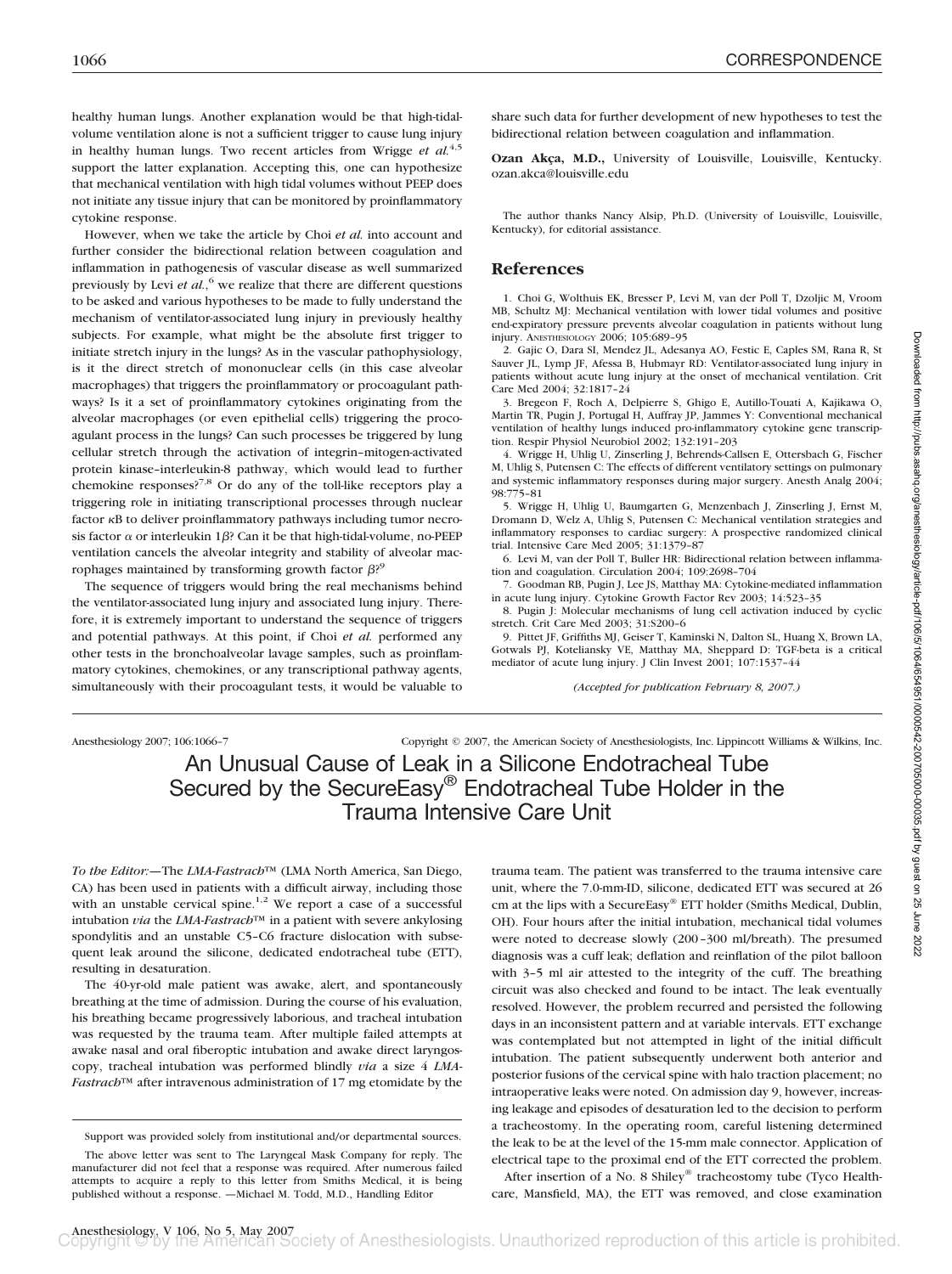healthy human lungs. Another explanation would be that high-tidal-volume ventilation alone is not a sufficient trigger to cause lung injury in healthy human lungs. Two recent articles from Wrigge *et al.*[4,5] support the latter explanation. Accepting this, one can hypothesize that mechanical ventilation with high tidal volumes without PEEP does not initiate any tissue injury that can be monitored by proinflammatory cytokine response.

However, when we take the article by Choi *et al.* into account and further consider the bidirectional relation between coagulation and inflammation in pathogenesis of vascular disease as well summarized previously by Levi *et al.*,[6] we realize that there are different questions to be asked and various hypotheses to be made to fully understand the mechanism of ventilator-associated lung injury in previously healthy subjects. For example, what might be the absolute first trigger to initiate stretch injury in the lungs? As in the vascular pathophysiology, is it the direct stretch of mononuclear cells (in this case alveolar macrophages) that triggers the proinflammatory or procoagulant pathways? Is it a set of proinflammatory cytokines originating from the alveolar macrophages (or even epithelial cells) triggering the procoagulant process in the lungs? Can such processes be triggered by lung cellular stretch through the activation of integrin–mitogen-activated protein kinase–interleukin-8 pathway, which would lead to further chemokine responses?[7,8] Or do any of the toll-like receptors play a triggering role in initiating transcriptional processes through nuclear factor $\kappa$B to deliver proinflammatory pathways including tumor necrosis factor $\alpha$ or interleukin 1$\beta$? Can it be that high-tidal-volume, no-PEEP ventilation cancels the alveolar integrity and stability of alveolar macrophages maintained by transforming growth factor $\beta$?[9]

The sequence of triggers would bring the real mechanisms behind the ventilator-associated lung injury and associated lung injury. Therefore, it is extremely important to understand the sequence of triggers and potential pathways. At this point, if Choi *et al.* performed any other tests in the bronchoalveolar lavage samples, such as proinflammatory cytokines, chemokines, or any transcriptional pathway agents, simultaneously with their procoagulant tests, it would be valuable to share such data for further development of new hypotheses to test the bidirectional relation between coagulation and inflammation.

**Ozan Akça, M.D.,** University of Louisville, Louisville, Kentucky. ozan.akca@louisville.edu

The author thanks Nancy Alsip, Ph.D. (University of Louisville, Louisville, Kentucky), for editorial assistance.

## References

1. Choi G, Wolthuis EK, Bresser P, Levi M, van der Poll T, Dzoljic M, Vroom MB, Schultz MJ: Mechanical ventilation with lower tidal volumes and positive end-expiratory pressure prevents alveolar coagulation in patients without lung injury. ANESTHESIOLOGY 2006; 105:689–95
2. Gajic O, Dara SI, Mendez JL, Adesanya AO, Festic E, Caples SM, Rana R, St Sauver JL, Lymp JF, Afessa B, Hubmayr RD: Ventilator-associated lung injury in patients without acute lung injury at the onset of mechanical ventilation. Crit Care Med 2004; 32:1817–24
3. Bregeon F, Roch A, Delpierre S, Ghigo E, Autillo-Touati A, Kajikawa O, Martin TR, Pugin J, Portugal H, Auffray JP, Jammes Y: Conventional mechanical ventilation of healthy lungs induced pro-inflammatory cytokine gene transcription. Respir Physiol Neurobiol 2002; 132:191–203
4. Wrigge H, Uhlig U, Zinserling J, Behrends-Callsen E, Ottersbach G, Fischer M, Uhlig S, Putensen C: The effects of different ventilatory settings on pulmonary and systemic inflammatory responses during major surgery. Anesth Analg 2004; 98:775–81
5. Wrigge H, Uhlig U, Baumgarten G, Menzenbach J, Zinserling J, Ernst M, Dromann D, Welz A, Uhlig S, Putensen C: Mechanical ventilation strategies and inflammatory responses to cardiac surgery: A prospective randomized clinical trial. Intensive Care Med 2005; 31:1379–87
6. Levi M, van der Poll T, Buller HR: Bidirectional relation between inflammation and coagulation. Circulation 2004; 109:2698–704
7. Goodman RB, Pugin J, Lee JS, Matthay MA: Cytokine-mediated inflammation in acute lung injury. Cytokine Growth Factor Rev 2003; 14:523–35
8. Pugin J: Molecular mechanisms of lung cell activation induced by cyclic stretch. Crit Care Med 2003; 31:S200–6
9. Pittet JF, Griffiths MJ, Geiser T, Kaminski N, Dalton SL, Huang X, Brown LA, Gotwals PJ, Koteliansky VE, Matthay MA, Sheppard D: TGF-beta is a critical mediator of acute lung injury. J Clin Invest 2001; 107:1537–44

*(Accepted for publication February 8, 2007.)*

Anesthesiology 2007; 106:1066–7 Copyright © 2007, the American Society of Anesthesiologists, Inc. Lippincott Williams & Wilkins, Inc.

# An Unusual Cause of Leak in a Silicone Endotracheal Tube Secured by the SecureEasy® Endotracheal Tube Holder in the Trauma Intensive Care Unit

*To the Editor:*—The *LMA-Fastrach*™ (LMA North America, San Diego, CA) has been used in patients with a difficult airway, including those with an unstable cervical spine.[1,2] We report a case of a successful intubation *via* the *LMA-Fastrach*™ in a patient with severe ankylosing spondylitis and an unstable C5–C6 fracture dislocation with subsequent leak around the silicone, dedicated endotracheal tube (ETT), resulting in desaturation.

The 40-yr-old male patient was awake, alert, and spontaneously breathing at the time of admission. During the course of his evaluation, his breathing became progressively laborious, and tracheal intubation was requested by the trauma team. After multiple failed attempts at awake nasal and oral fiberoptic intubation and awake direct laryngoscopy, tracheal intubation was performed blindly *via* a size 4 *LMA-Fastrach*™ after intravenous administration of 17 mg etomidate by the trauma team. The patient was transferred to the trauma intensive care unit, where the 7.0-mm-ID, silicone, dedicated ETT was secured at 26 cm at the lips with a SecureEasy® ETT holder (Smiths Medical, Dublin, OH). Four hours after the initial intubation, mechanical tidal volumes were noted to decrease slowly (200–300 ml/breath). The presumed diagnosis was a cuff leak; deflation and reinflation of the pilot balloon with 3–5 ml air attested to the integrity of the cuff. The breathing circuit was also checked and found to be intact. The leak eventually resolved. However, the problem recurred and persisted the following days in an inconsistent pattern and at variable intervals. ETT exchange was contemplated but not attempted in light of the initial difficult intubation. The patient subsequently underwent both anterior and posterior fusions of the cervical spine with halo traction placement; no intraoperative leaks were noted. On admission day 9, however, increasing leakage and episodes of desaturation led to the decision to perform a tracheostomy. In the operating room, careful listening determined the leak to be at the level of the 15-mm male connector. Application of electrical tape to the proximal end of the ETT corrected the problem.

After insertion of a No. 8 Shiley® tracheostomy tube (Tyco Healthcare, Mansfield, MA), the ETT was removed, and close examination

Support was provided solely from institutional and/or departmental sources.

The above letter was sent to The Laryngeal Mask Company for reply. The manufacturer did not feel that a response was required. After numerous failed attempts to acquire a reply to this letter from Smiths Medical, it is being published without a response. —Michael M. Todd, M.D., Handling Editor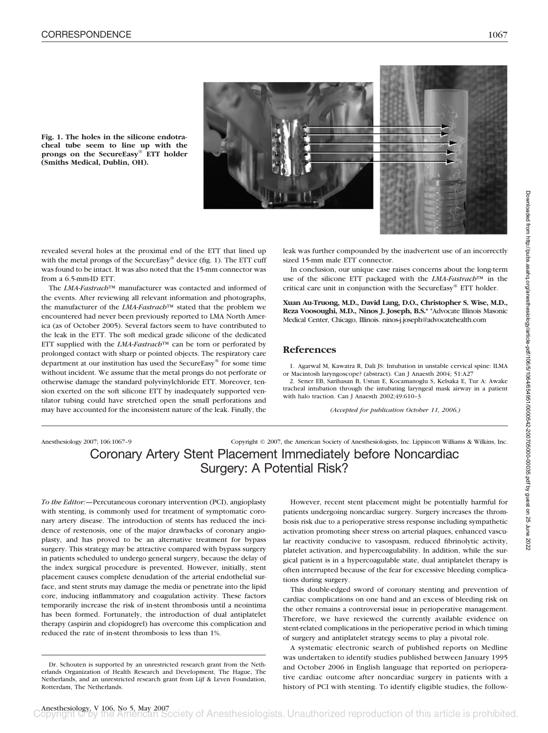**Fig. 1. The holes in the silicone endotracheal tube seem to line up with the prongs on the SecureEasy® ETT holder (Smiths Medical, Dublin, OH).**

revealed several holes at the proximal end of the ETT that lined up with the metal prongs of the SecureEasy® device (fig. 1). The ETT cuff was found to be intact. It was also noted that the 15-mm connector was from a 6.5-mm-ID ETT.

The *LMA-Fastrach*™ manufacturer was contacted and informed of the events. After reviewing all relevant information and photographs, the manufacturer of the *LMA-Fastrach*™ stated that the problem we encountered had never been previously reported to LMA North America (as of October 2005). Several factors seem to have contributed to the leak in the ETT. The soft medical grade silicone of the dedicated ETT supplied with the *LMA-Fastrach*™ can be torn or perforated by prolonged contact with sharp or pointed objects. The respiratory care department at our institution has used the SecureEasy® for some time without incident. We assume that the metal prongs do not perforate or otherwise damage the standard polyvinylchloride ETT. Moreover, tension exerted on the soft silicone ETT by inadequately supported ventilator tubing could have stretched open the small perforations and may have accounted for the inconsistent nature of the leak. Finally, the leak was further compounded by the inadvertent use of an incorrectly sized 15-mm male ETT connector.

In conclusion, our unique case raises concerns about the long-term use of the silicone ETT packaged with the *LMA-Fastrach*™ in the critical care unit in conjunction with the SecureEasy® ETT holder.

**Xuan Au-Truong, M.D., David Lang, D.O., Christopher S. Wise, M.D., Reza Voosoughi, M.D., Ninos J. Joseph, B.S.*** *Advocate Illinois Masonic Medical Center, Chicago, Illinois. ninos-j.joseph@advocatehealth.com

## References

1. Agarwal M, Kawatra R, Dali JS: Intubation in unstable cervical spine: ILMA or Macintosh laryngoscope? (abstract). Can J Anaesth 2004; 51:A27
2. Sener EB, Sarihasan B, Ustun E, Kocamanoglu S, Kelsaka E, Tur A: Awake tracheal intubation through the intubating laryngeal mask airway in a patient with halo traction. Can J Anaesth 2002;49:610–3

*(Accepted for publication October 11, 2006.)*

Anesthesiology 2007; 106:1067–9 Copyright © 2007, the American Society of Anesthesiologists, Inc. Lippincott Williams & Wilkins, Inc.

# Coronary Artery Stent Placement Immediately before Noncardiac Surgery: A Potential Risk?

*To the Editor:*—Percutaneous coronary intervention (PCI), angioplasty with stenting, is commonly used for treatment of symptomatic coronary artery disease. The introduction of stents has reduced the incidence of restenosis, one of the major drawbacks of coronary angioplasty, and has proved to be an alternative treatment for bypass surgery. This strategy may be attractive compared with bypass surgery in patients scheduled to undergo general surgery, because the delay of the index surgical procedure is prevented. However, initially, stent placement causes complete denudation of the arterial endothelial surface, and stent struts may damage the media or penetrate into the lipid core, inducing inflammatory and coagulation activity. These factors temporarily increase the risk of in-stent thrombosis until a neointima has been formed. Fortunately, the introduction of dual antiplatelet therapy (aspirin and clopidogrel) has overcome this complication and reduced the rate of in-stent thrombosis to less than 1%.

However, recent stent placement might be potentially harmful for patients undergoing noncardiac surgery. Surgery increases the thrombosis risk due to a perioperative stress response including sympathetic activation promoting sheer stress on arterial plaques, enhanced vascular reactivity conducive to vasospasm, reduced fibrinolytic activity, platelet activation, and hypercoagulability. In addition, while the surgical patient is in a hypercoagulable state, dual antiplatelet therapy is often interrupted because of the fear for excessive bleeding complications during surgery.

This double-edged sword of coronary stenting and prevention of cardiac complications on one hand and an excess of bleeding risk on the other remains a controversial issue in perioperative management. Therefore, we have reviewed the currently available evidence on stent-related complications in the perioperative period in which timing of surgery and antiplatelet strategy seems to play a pivotal role.

A systematic electronic search of published reports on Medline was undertaken to identify studies published between January 1995 and October 2006 in English language that reported on perioperative cardiac outcome after noncardiac surgery in patients with a history of PCI with stenting. To identify eligible studies, the follow-

Dr. Schouten is supported by an unrestricted research grant from the Netherlands Organization of Health Research and Development, The Hague, The Netherlands, and an unrestricted research grant from Lijf & Leven Foundation, Rotterdam, The Netherlands.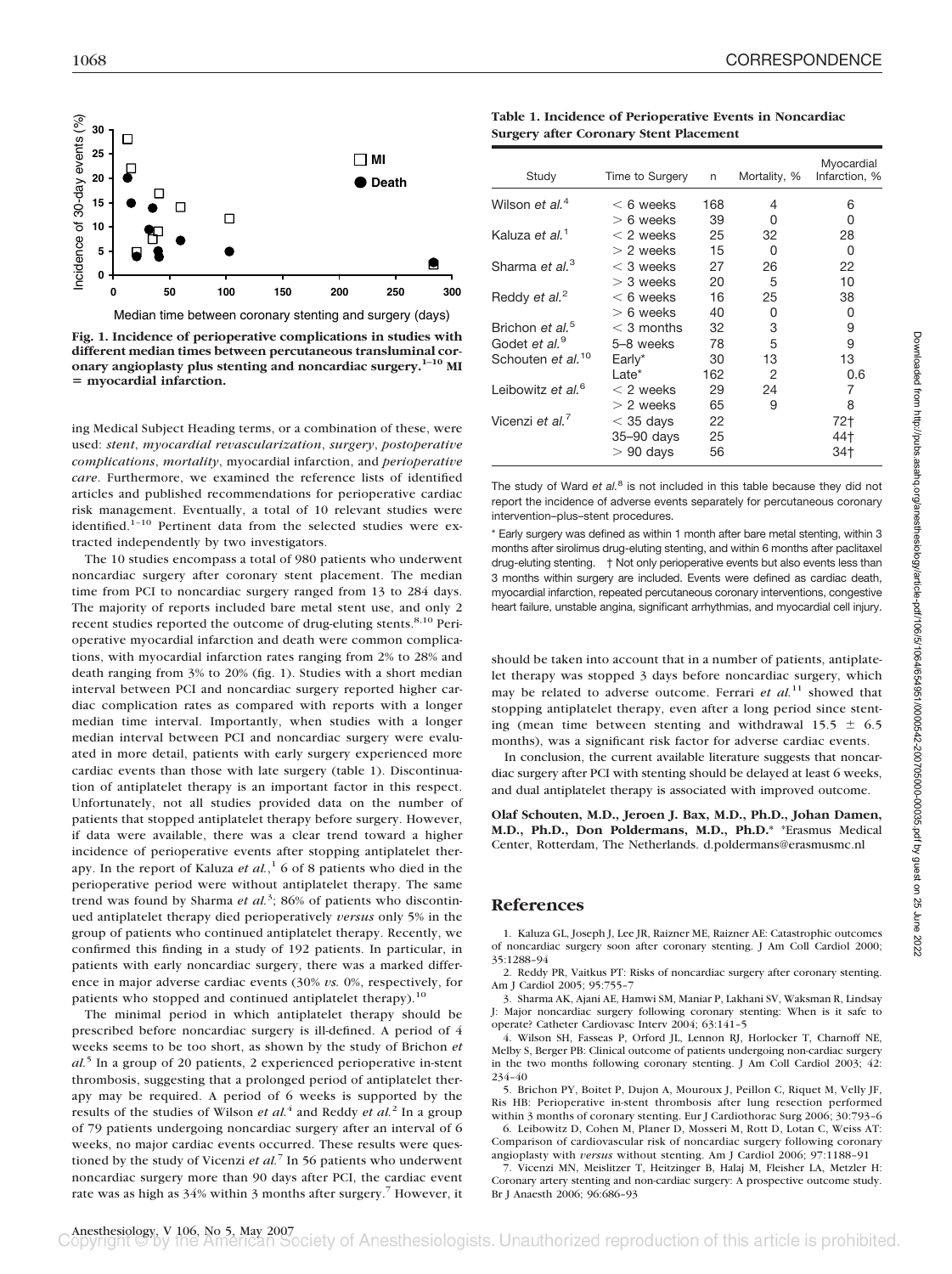Fig. 1. Incidence of perioperative complications in studies with different median times between percutaneous transluminal coronary angioplasty plus stenting and noncardiac surgery.[1–10] MI = myocardial infarction.

ing Medical Subject Heading terms, or a combination of these, were used: *stent*, *myocardial revascularization*, *surgery*, *postoperative complications*, *mortality*, myocardial infarction, and *perioperative care*. Furthermore, we examined the reference lists of identified articles and published recommendations for perioperative cardiac risk management. Eventually, a total of 10 relevant studies were identified.[1–10] Pertinent data from the selected studies were extracted independently by two investigators.

The 10 studies encompass a total of 980 patients who underwent noncardiac surgery after coronary stent placement. The median time from PCI to noncardiac surgery ranged from 13 to 284 days. The majority of reports included bare metal stent use, and only 2 recent studies reported the outcome of drug-eluting stents.[8,10] Perioperative myocardial infarction and death were common complications, with myocardial infarction rates ranging from 2% to 28% and death ranging from 3% to 20% (fig. 1). Studies with a short median interval between PCI and noncardiac surgery reported higher cardiac complication rates as compared with reports with a longer median time interval. Importantly, when studies with a longer median interval between PCI and noncardiac surgery were evaluated in more detail, patients with early surgery experienced more cardiac events than those with late surgery (table 1). Discontinuation of antiplatelet therapy is an important factor in this respect. Unfortunately, not all studies provided data on the number of patients that stopped antiplatelet therapy before surgery. However, if data were available, there was a clear trend toward a higher incidence of perioperative events after stopping antiplatelet therapy. In the report of Kaluza *et al.*,[1] 6 of 8 patients who died in the perioperative period were without antiplatelet therapy. The same trend was found by Sharma *et al.*[3]; 86% of patients who discontinued antiplatelet therapy died perioperatively *versus* only 5% in the group of patients who continued antiplatelet therapy. Recently, we confirmed this finding in a study of 192 patients. In particular, in patients with early noncardiac surgery, there was a marked difference in major adverse cardiac events (30% *vs.* 0%, respectively, for patients who stopped and continued antiplatelet therapy).[10]

The minimal period in which antiplatelet therapy should be prescribed before noncardiac surgery is ill-defined. A period of 4 weeks seems to be too short, as shown by the study of Brichon *et al.*[5] In a group of 20 patients, 2 experienced perioperative in-stent thrombosis, suggesting that a prolonged period of antiplatelet therapy may be required. A period of 6 weeks is supported by the results of the studies of Wilson *et al.*[4] and Reddy *et al.*[2] In a group of 79 patients undergoing noncardiac surgery after an interval of 6 weeks, no major cardiac events occurred. These results were questioned by the study of Vicenzi *et al.*[7] In 56 patients who underwent noncardiac surgery more than 90 days after PCI, the cardiac event rate was as high as 34% within 3 months after surgery.[7] However, it should be taken into account that in a number of patients, antiplatelet therapy was stopped 3 days before noncardiac surgery, which may be related to adverse outcome. Ferrari *et al.*[11] showed that stopping antiplatelet therapy, even after a long period since stenting (mean time between stenting and withdrawal 15.5 ± 6.5 months), was a significant risk factor for adverse cardiac events.

In conclusion, the current available literature suggests that noncardiac surgery after PCI with stenting should be delayed at least 6 weeks, and dual antiplatelet therapy is associated with improved outcome.

**Table 1. Incidence of Perioperative Events in Noncardiac Surgery after Coronary Stent Placement**

| Study | Time to Surgery | n | Mortality, % | Myocardial Infarction, % |
|---|---|---|---|---|
| Wilson *et al.*[4] | < 6 weeks | 168 | 4 | 6 |
| | > 6 weeks | 39 | 0 | 0 |
| Kaluza *et al.*[1] | < 2 weeks | 25 | 32 | 28 |
| | > 2 weeks | 15 | 0 | 0 |
| Sharma *et al.*[3] | < 3 weeks | 27 | 26 | 22 |
| | > 3 weeks | 20 | 5 | 10 |
| Reddy *et al.*[2] | < 6 weeks | 16 | 25 | 38 |
| | > 6 weeks | 40 | 0 | 0 |
| Brichon *et al.*[5] | < 3 months | 32 | 3 | 9 |
| Godet *et al.*[9] | 5–8 weeks | 78 | 5 | 9 |
| Schouten *et al.*[10] | Early* | 30 | 13 | 13 |
| | Late* | 162 | 2 | 0.6 |
| Leibowitz *et al.*[6] | < 2 weeks | 29 | 24 | 7 |
| | > 2 weeks | 65 | 9 | 8 |
| Vicenzi *et al.*[7] | < 35 days | 22 | | 72† |
| | 35–90 days | 25 | | 44† |
| | > 90 days | 56 | | 34† |

The study of Ward *et al.*[8] is not included in this table because they did not report the incidence of adverse events separately for percutaneous coronary intervention–plus–stent procedures.

* Early surgery was defined as within 1 month after bare metal stenting, within 3 months after sirolimus drug-eluting stenting, and within 6 months after paclitaxel drug-eluting stenting. † Not only perioperative events but also events less than 3 months within surgery are included. Events were defined as cardiac death, myocardial infarction, repeated percutaneous coronary interventions, congestive heart failure, unstable angina, significant arrhythmias, and myocardial cell injury.

**Olaf Schouten, M.D., Jeroen J. Bax, M.D., Ph.D., Johan Damen, M.D., Ph.D., Don Poldermans, M.D., Ph.D.*** *Erasmus Medical Center, Rotterdam, The Netherlands. d.poldermans@erasmusmc.nl

## References

1. Kaluza GL, Joseph J, Lee JR, Raizner ME, Raizner AE: Catastrophic outcomes of noncardiac surgery soon after coronary stenting. J Am Coll Cardiol 2000; 35:1288–94
2. Reddy PR, Vaitkus PT: Risks of noncardiac surgery after coronary stenting. Am J Cardiol 2005; 95:755–7
3. Sharma AK, Ajani AE, Hamwi SM, Maniar P, Lakhani SV, Waksman R, Lindsay J: Major noncardiac surgery following coronary stenting: When is it safe to operate? Catheter Cardiovasc Interv 2004; 63:141–5
4. Wilson SH, Fasseas P, Orford JL, Lennon RJ, Horlocker T, Charnoff NE, Melby S, Berger PB: Clinical outcome of patients undergoing non-cardiac surgery in the two months following coronary stenting. J Am Coll Cardiol 2003; 42: 234–40
5. Brichon PY, Boitet P, Dujon A, Mouroux J, Peillon C, Riquet M, Velly JF, Ris HB: Perioperative in-stent thrombosis after lung resection performed within 3 months of coronary stenting. Eur J Cardiothorac Surg 2006; 30:793–6
6. Leibowitz D, Cohen M, Planer D, Mosseri M, Rott D, Lotan C, Weiss AT: Comparison of cardiovascular risk of noncardiac surgery following coronary angioplasty with *versus* without stenting. Am J Cardiol 2006; 97:1188–91
7. Vicenzi MN, Meislitzer T, Heitzinger B, Halaj M, Fleisher LA, Metzler H: Coronary artery stenting and non-cardiac surgery: A prospective outcome study. Br J Anaesth 2006; 96:686–93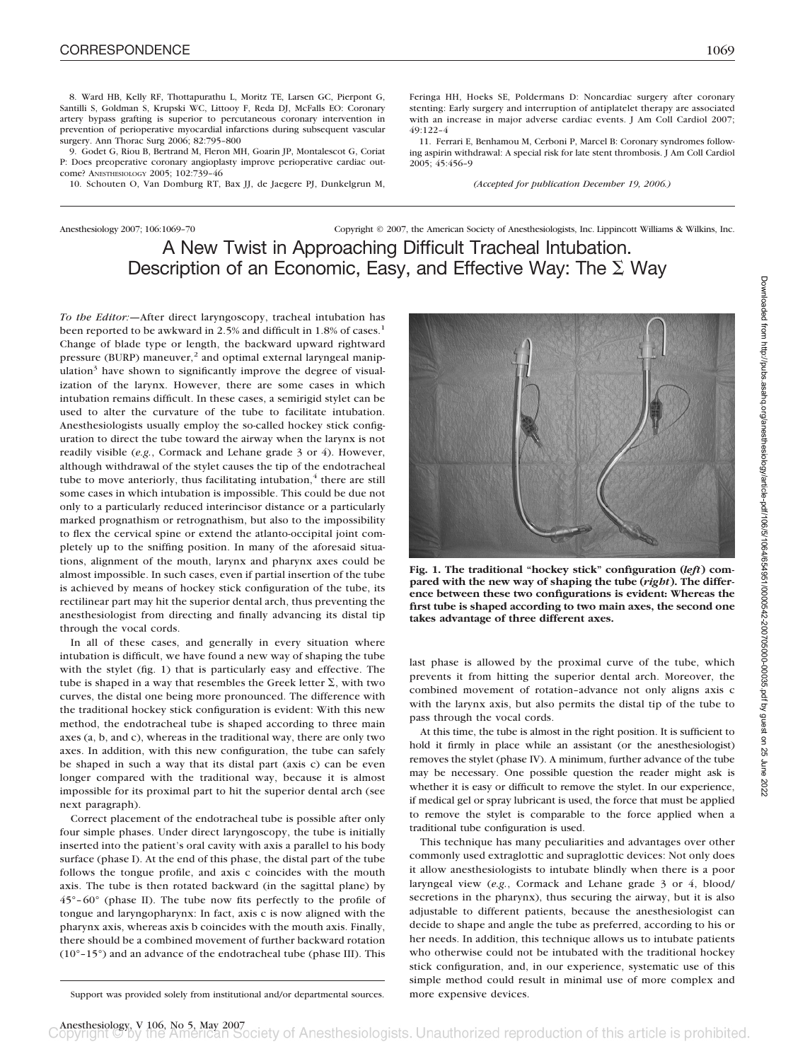8. Ward HB, Kelly RF, Thottapurathu L, Moritz TE, Larsen GC, Pierpont G, Santilli S, Goldman S, Krupski WC, Littooy F, Reda DJ, McFalls EO: Coronary artery bypass grafting is superior to percutaneous coronary intervention in prevention of perioperative myocardial infarctions during subsequent vascular surgery. Ann Thorac Surg 2006; 82:795–800

9. Godet G, Riou B, Bertrand M, Fleron MH, Goarin JP, Montalescot G, Coriat P: Does preoperative coronary angioplasty improve perioperative cardiac outcome? ANESTHESIOLOGY 2005; 102:739–46

10. Schouten O, Van Domburg RT, Bax JJ, de Jaegere PJ, Dunkelgrun M, Feringa HH, Hoeks SE, Poldermans D: Noncardiac surgery after coronary stenting: Early surgery and interruption of antiplatelet therapy are associated with an increase in major adverse cardiac events. J Am Coll Cardiol 2007; 49:122–4

11. Ferrari E, Benhamou M, Cerboni P, Marcel B: Coronary syndromes following aspirin withdrawal: A special risk for late stent thrombosis. J Am Coll Cardiol 2005; 45:456–9

*(Accepted for publication December 19, 2006.)*

Anesthesiology 2007; 106:1069–70 Copyright © 2007, the American Society of Anesthesiologists, Inc. Lippincott Williams & Wilkins, Inc.

# A New Twist in Approaching Difficult Tracheal Intubation. Description of an Economic, Easy, and Effective Way: The Σ Way

*To the Editor:*—After direct laryngoscopy, tracheal intubation has been reported to be awkward in 2.5% and difficult in 1.8% of cases.[1] Change of blade type or length, the backward upward rightward pressure (BURP) maneuver,[2] and optimal external laryngeal manipulation[3] have shown to significantly improve the degree of visualization of the larynx. However, there are some cases in which intubation remains difficult. In these cases, a semirigid stylet can be used to alter the curvature of the tube to facilitate intubation. Anesthesiologists usually employ the so-called hockey stick configuration to direct the tube toward the airway when the larynx is not readily visible (*e.g.*, Cormack and Lehane grade 3 or 4). However, although withdrawal of the stylet causes the tip of the endotracheal tube to move anteriorly, thus facilitating intubation,[4] there are still some cases in which intubation is impossible. This could be due not only to a particularly reduced interincisor distance or a particularly marked prognathism or retrognathism, but also to the impossibility to flex the cervical spine or extend the atlanto-occipital joint completely up to the sniffing position. In many of the aforesaid situations, alignment of the mouth, larynx and pharynx axes could be almost impossible. In such cases, even if partial insertion of the tube is achieved by means of hockey stick configuration of the tube, its rectilinear part may hit the superior dental arch, thus preventing the anesthesiologist from directing and finally advancing its distal tip through the vocal cords.

In all of these cases, and generally in every situation where intubation is difficult, we have found a new way of shaping the tube with the stylet (fig. 1) that is particularly easy and effective. The tube is shaped in a way that resembles the Greek letter Σ, with two curves, the distal one being more pronounced. The difference with the traditional hockey stick configuration is evident: With this new method, the endotracheal tube is shaped according to three main axes (a, b, and c), whereas in the traditional way, there are only two axes. In addition, with this new configuration, the tube can safely be shaped in such a way that its distal part (axis c) can be even longer compared with the traditional way, because it is almost impossible for its proximal part to hit the superior dental arch (see next paragraph).

Correct placement of the endotracheal tube is possible after only four simple phases. Under direct laryngoscopy, the tube is initially inserted into the patient's oral cavity with axis a parallel to his body surface (phase I). At the end of this phase, the distal part of the tube follows the tongue profile, and axis c coincides with the mouth axis. The tube is then rotated backward (in the sagittal plane) by 45°–60° (phase II). The tube now fits perfectly to the profile of tongue and laryngopharynx: In fact, axis c is now aligned with the pharynx axis, whereas axis b coincides with the mouth axis. Finally, there should be a combined movement of further backward rotation (10°–15°) and an advance of the endotracheal tube (phase III). This last phase is allowed by the proximal curve of the tube, which prevents it from hitting the superior dental arch. Moreover, the combined movement of rotation–advance not only aligns axis c with the larynx axis, but also permits the distal tip of the tube to pass through the vocal cords.

**Fig. 1. The traditional "hockey stick" configuration (*left*) compared with the new way of shaping the tube (*right*). The difference between these two configurations is evident: Whereas the first tube is shaped according to two main axes, the second one takes advantage of three different axes.**

At this time, the tube is almost in the right position. It is sufficient to hold it firmly in place while an assistant (or the anesthesiologist) removes the stylet (phase IV). A minimum, further advance of the tube may be necessary. One possible question the reader might ask is whether it is easy or difficult to remove the stylet. In our experience, if medical gel or spray lubricant is used, the force that must be applied to remove the stylet is comparable to the force applied when a traditional tube configuration is used.

This technique has many peculiarities and advantages over other commonly used extraglottic and supraglottic devices: Not only does it allow anesthesiologists to intubate blindly when there is a poor laryngeal view (*e.g.*, Cormack and Lehane grade 3 or 4, blood/secretions in the pharynx), thus securing the airway, but it is also adjustable to different patients, because the anesthesiologist can decide to shape and angle the tube as preferred, according to his or her needs. In addition, this technique allows us to intubate patients who otherwise could not be intubated with the traditional hockey stick configuration, and, in our experience, systematic use of this simple method could result in minimal use of more complex and more expensive devices.

Support was provided solely from institutional and/or departmental sources.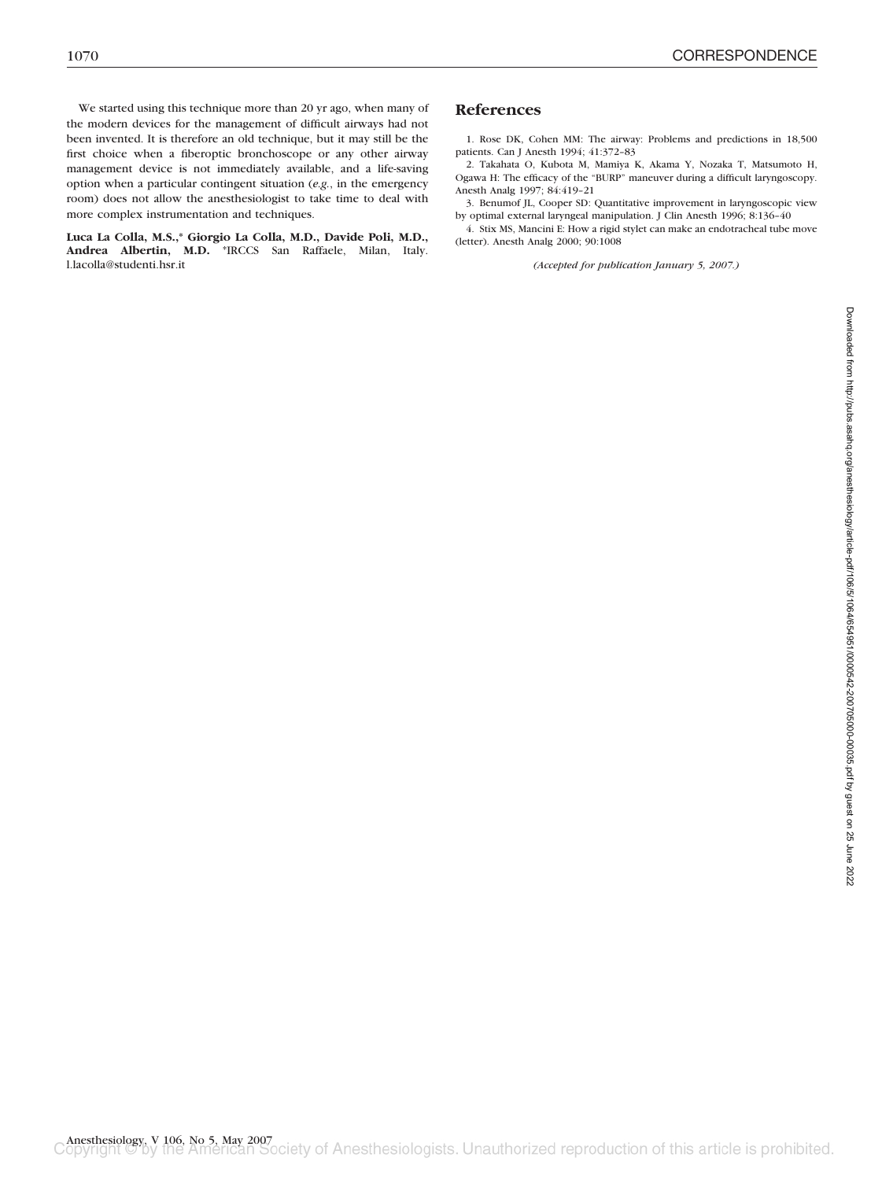We started using this technique more than 20 yr ago, when many of the modern devices for the management of difficult airways had not been invented. It is therefore an old technique, but it may still be the first choice when a fiberoptic bronchoscope or any other airway management device is not immediately available, and a life-saving option when a particular contingent situation (*e.g.*, in the emergency room) does not allow the anesthesiologist to take time to deal with more complex instrumentation and techniques.

**Luca La Colla, M.S.,\* Giorgio La Colla, M.D., Davide Poli, M.D., Andrea Albertin, M.D.** \*IRCCS San Raffaele, Milan, Italy. l.lacolla@studenti.hsr.it

## References

1. Rose DK, Cohen MM: The airway: Problems and predictions in 18,500 patients. Can J Anesth 1994; 41:372–83
2. Takahata O, Kubota M, Mamiya K, Akama Y, Nozaka T, Matsumoto H, Ogawa H: The efficacy of the "BURP" maneuver during a difficult laryngoscopy. Anesth Analg 1997; 84:419–21
3. Benumof JL, Cooper SD: Quantitative improvement in laryngoscopic view by optimal external laryngeal manipulation. J Clin Anesth 1996; 8:136–40
4. Stix MS, Mancini E: How a rigid stylet can make an endotracheal tube move (letter). Anesth Analg 2000; 90:1008

*(Accepted for publication January 5, 2007.)*